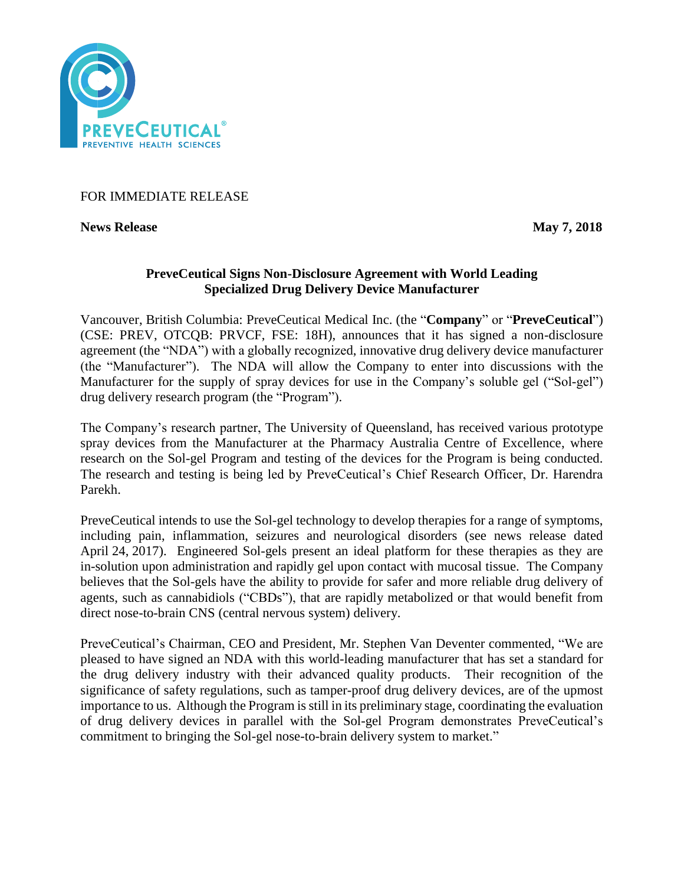FOR IMMEDIATE RELEASE

**News Release** **May 7, 2018**

## PreveCeutical Signs Non-Disclosure Agreement with World Leading Specialized Drug Delivery Device Manufacturer

Vancouver, British Columbia: PreveCeutical Medical Inc. (the "**Company**" or "**PreveCeutical**") (CSE: PREV, OTCQB: PRVCF, FSE: 18H), announces that it has signed a non-disclosure agreement (the "NDA") with a globally recognized, innovative drug delivery device manufacturer (the "Manufacturer"). The NDA will allow the Company to enter into discussions with the Manufacturer for the supply of spray devices for use in the Company's soluble gel ("Sol-gel") drug delivery research program (the "Program").

The Company's research partner, The University of Queensland, has received various prototype spray devices from the Manufacturer at the Pharmacy Australia Centre of Excellence, where research on the Sol-gel Program and testing of the devices for the Program is being conducted. The research and testing is being led by PreveCeutical's Chief Research Officer, Dr. Harendra Parekh.

PreveCeutical intends to use the Sol-gel technology to develop therapies for a range of symptoms, including pain, inflammation, seizures and neurological disorders (see news release dated April 24, 2017). Engineered Sol-gels present an ideal platform for these therapies as they are in-solution upon administration and rapidly gel upon contact with mucosal tissue. The Company believes that the Sol-gels have the ability to provide for safer and more reliable drug delivery of agents, such as cannabidiols ("CBDs"), that are rapidly metabolized or that would benefit from direct nose-to-brain CNS (central nervous system) delivery.

PreveCeutical's Chairman, CEO and President, Mr. Stephen Van Deventer commented, "We are pleased to have signed an NDA with this world-leading manufacturer that has set a standard for the drug delivery industry with their advanced quality products. Their recognition of the significance of safety regulations, such as tamper-proof drug delivery devices, are of the upmost importance to us. Although the Program is still in its preliminary stage, coordinating the evaluation of drug delivery devices in parallel with the Sol-gel Program demonstrates PreveCeutical's commitment to bringing the Sol-gel nose-to-brain delivery system to market."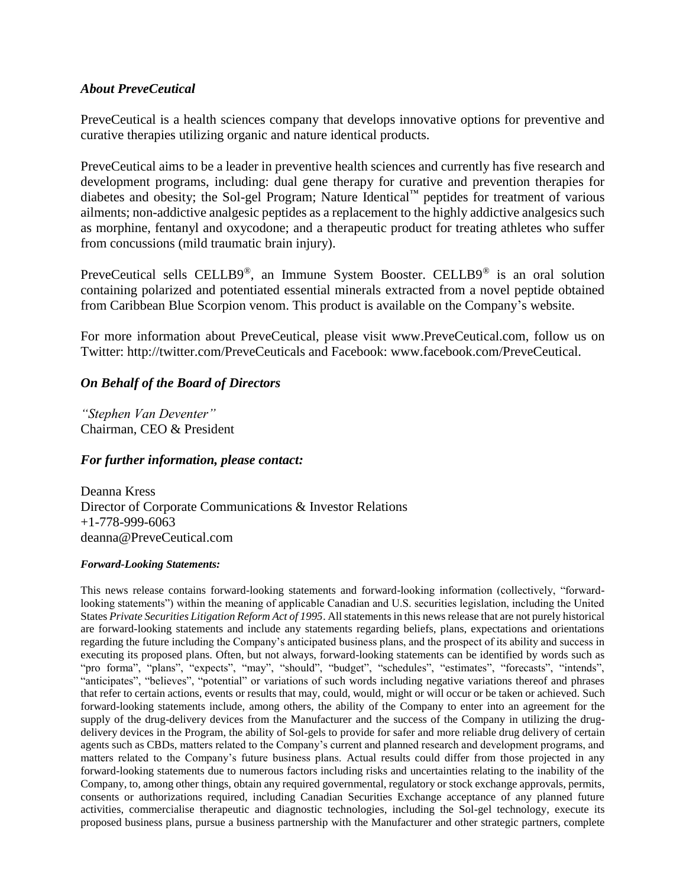### *About PreveCeutical*

PreveCeutical is a health sciences company that develops innovative options for preventive and curative therapies utilizing organic and nature identical products.

PreveCeutical aims to be a leader in preventive health sciences and currently has five research and development programs, including: dual gene therapy for curative and prevention therapies for diabetes and obesity; the Sol-gel Program; Nature Identical™ peptides for treatment of various ailments; non-addictive analgesic peptides as a replacement to the highly addictive analgesics such as morphine, fentanyl and oxycodone; and a therapeutic product for treating athletes who suffer from concussions (mild traumatic brain injury).

PreveCeutical sells CELLB9®, an Immune System Booster. CELLB9® is an oral solution containing polarized and potentiated essential minerals extracted from a novel peptide obtained from Caribbean Blue Scorpion venom. This product is available on the Company's website.

For more information about PreveCeutical, please visit www.PreveCeutical.com, follow us on Twitter: http://twitter.com/PreveCeuticals and Facebook: www.facebook.com/PreveCeutical.

### *On Behalf of the Board of Directors*

*"Stephen Van Deventer"*
Chairman, CEO & President

### *For further information, please contact:*

Deanna Kress
Director of Corporate Communications & Investor Relations
+1-778-999-6063
deanna@PreveCeutical.com

***Forward-Looking Statements:***

This news release contains forward-looking statements and forward-looking information (collectively, "forward-looking statements") within the meaning of applicable Canadian and U.S. securities legislation, including the United States *Private Securities Litigation Reform Act of 1995*. All statements in this news release that are not purely historical are forward-looking statements and include any statements regarding beliefs, plans, expectations and orientations regarding the future including the Company's anticipated business plans, and the prospect of its ability and success in executing its proposed plans. Often, but not always, forward-looking statements can be identified by words such as "pro forma", "plans", "expects", "may", "should", "budget", "schedules", "estimates", "forecasts", "intends", "anticipates", "believes", "potential" or variations of such words including negative variations thereof and phrases that refer to certain actions, events or results that may, could, would, might or will occur or be taken or achieved. Such forward-looking statements include, among others, the ability of the Company to enter into an agreement for the supply of the drug-delivery devices from the Manufacturer and the success of the Company in utilizing the drug-delivery devices in the Program, the ability of Sol-gels to provide for safer and more reliable drug delivery of certain agents such as CBDs, matters related to the Company's current and planned research and development programs, and matters related to the Company's future business plans. Actual results could differ from those projected in any forward-looking statements due to numerous factors including risks and uncertainties relating to the inability of the Company, to, among other things, obtain any required governmental, regulatory or stock exchange approvals, permits, consents or authorizations required, including Canadian Securities Exchange acceptance of any planned future activities, commercialise therapeutic and diagnostic technologies, including the Sol-gel technology, execute its proposed business plans, pursue a business partnership with the Manufacturer and other strategic partners, complete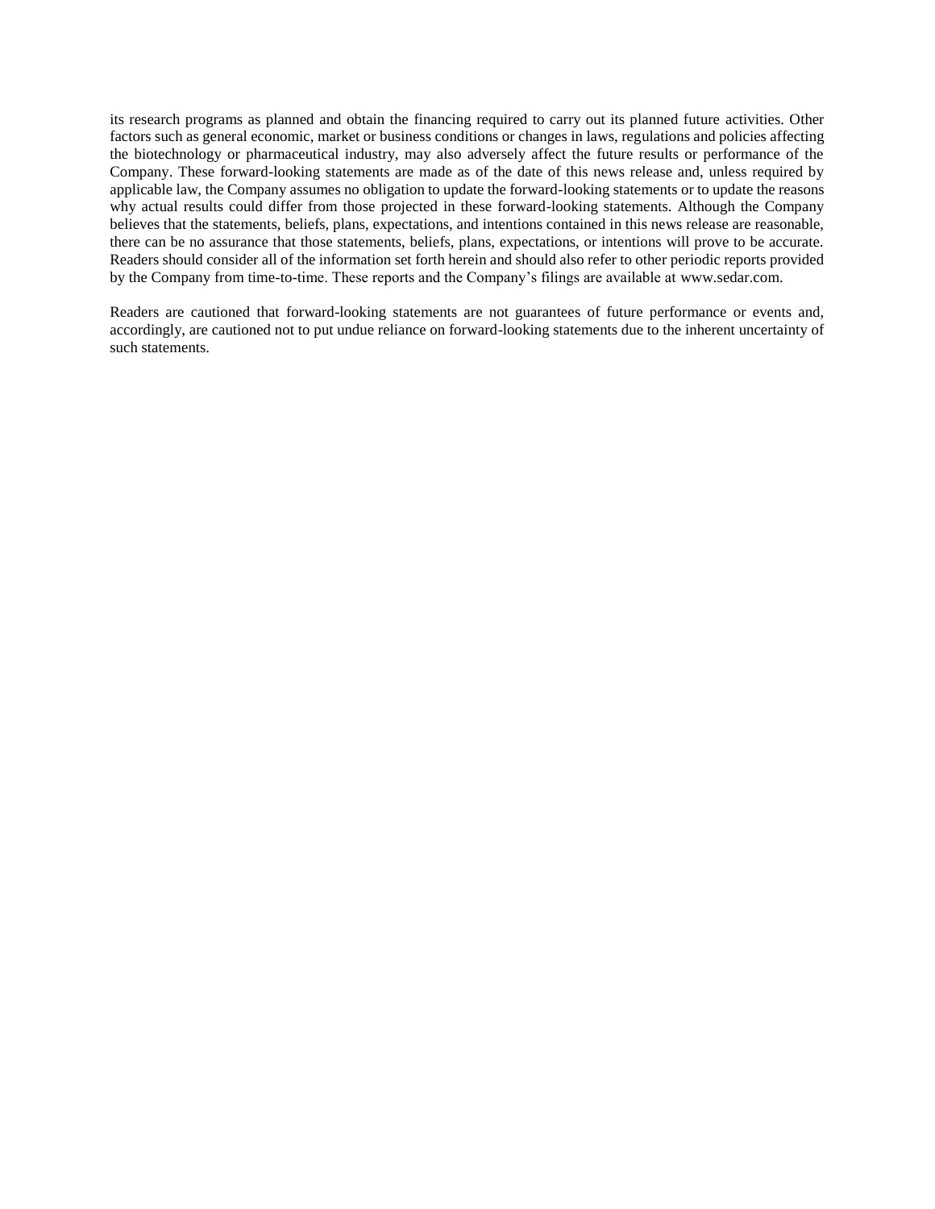its research programs as planned and obtain the financing required to carry out its planned future activities. Other factors such as general economic, market or business conditions or changes in laws, regulations and policies affecting the biotechnology or pharmaceutical industry, may also adversely affect the future results or performance of the Company. These forward-looking statements are made as of the date of this news release and, unless required by applicable law, the Company assumes no obligation to update the forward-looking statements or to update the reasons why actual results could differ from those projected in these forward-looking statements. Although the Company believes that the statements, beliefs, plans, expectations, and intentions contained in this news release are reasonable, there can be no assurance that those statements, beliefs, plans, expectations, or intentions will prove to be accurate. Readers should consider all of the information set forth herein and should also refer to other periodic reports provided by the Company from time-to-time. These reports and the Company's filings are available at www.sedar.com.

Readers are cautioned that forward-looking statements are not guarantees of future performance or events and, accordingly, are cautioned not to put undue reliance on forward-looking statements due to the inherent uncertainty of such statements.